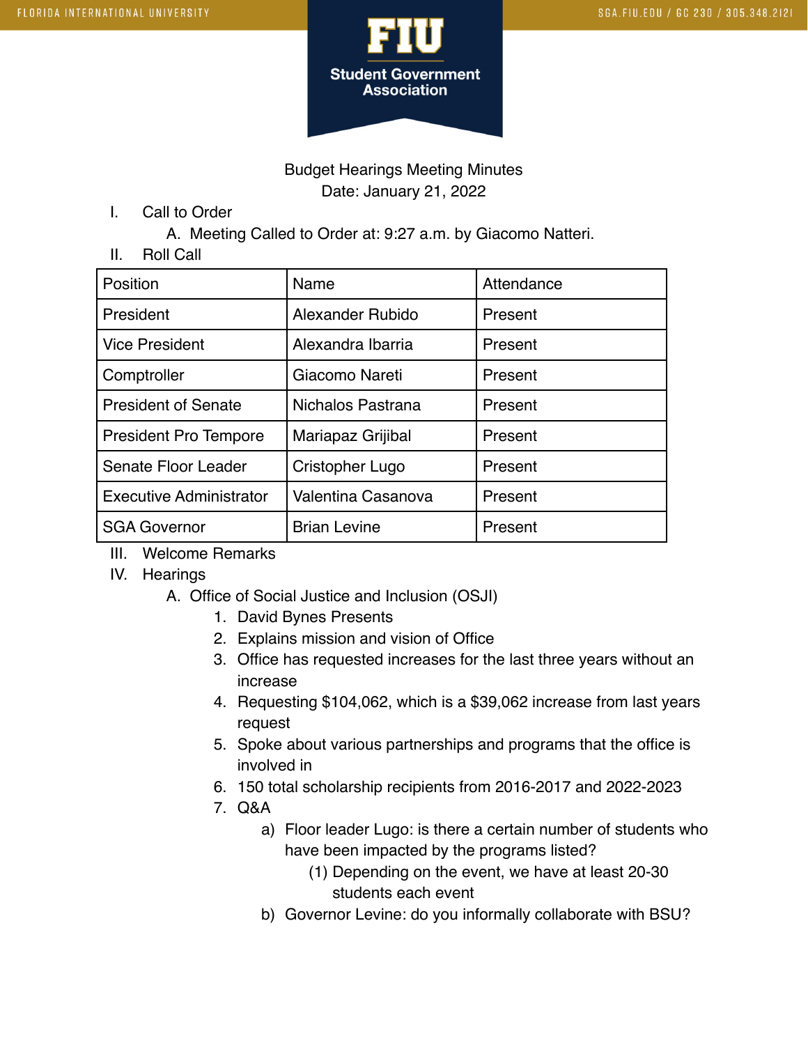Budget Hearings Meeting Minutes
Date: January 21, 2022

I. Call to Order
   A. Meeting Called to Order at: 9:27 a.m. by Giacomo Natteri.

II. Roll Call

| Position | Name | Attendance |
|---|---|---|
| President | Alexander Rubido | Present |
| Vice President | Alexandra Ibarria | Present |
| Comptroller | Giacomo Nareti | Present |
| President of Senate | Nichalos Pastrana | Present |
| President Pro Tempore | Mariapaz Grijibal | Present |
| Senate Floor Leader | Cristopher Lugo | Present |
| Executive Administrator | Valentina Casanova | Present |
| SGA Governor | Brian Levine | Present |

III. Welcome Remarks

IV. Hearings
   A. Office of Social Justice and Inclusion (OSJI)
      1. David Bynes Presents
      2. Explains mission and vision of Office
      3. Office has requested increases for the last three years without an increase
      4. Requesting $104,062, which is a $39,062 increase from last years request
      5. Spoke about various partnerships and programs that the office is involved in
      6. 150 total scholarship recipients from 2016-2017 and 2022-2023
      7. Q&A
         a) Floor leader Lugo: is there a certain number of students who have been impacted by the programs listed?
            (1) Depending on the event, we have at least 20-30 students each event
         b) Governor Levine: do you informally collaborate with BSU?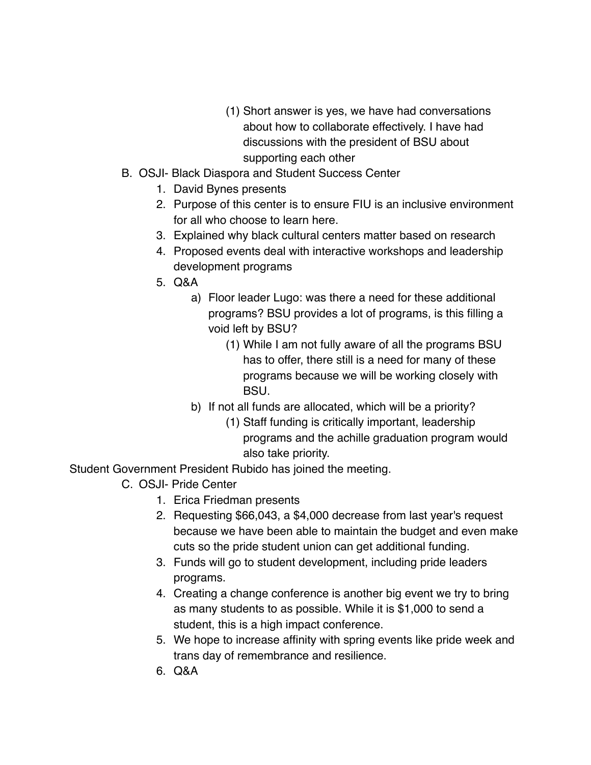(1) Short answer is yes, we have had conversations about how to collaborate effectively. I have had discussions with the president of BSU about supporting each other

B. OSJI- Black Diaspora and Student Success Center
    1. David Bynes presents
    2. Purpose of this center is to ensure FIU is an inclusive environment for all who choose to learn here.
    3. Explained why black cultural centers matter based on research
    4. Proposed events deal with interactive workshops and leadership development programs
    5. Q&A
        a) Floor leader Lugo: was there a need for these additional programs? BSU provides a lot of programs, is this filling a void left by BSU?
            (1) While I am not fully aware of all the programs BSU has to offer, there still is a need for many of these programs because we will be working closely with BSU.
        b) If not all funds are allocated, which will be a priority?
            (1) Staff funding is critically important, leadership programs and the achille graduation program would also take priority.

Student Government President Rubido has joined the meeting.

C. OSJI- Pride Center
    1. Erica Friedman presents
    2. Requesting $66,043, a $4,000 decrease from last year's request because we have been able to maintain the budget and even make cuts so the pride student union can get additional funding.
    3. Funds will go to student development, including pride leaders programs.
    4. Creating a change conference is another big event we try to bring as many students to as possible. While it is $1,000 to send a student, this is a high impact conference.
    5. We hope to increase affinity with spring events like pride week and trans day of remembrance and resilience.
    6. Q&A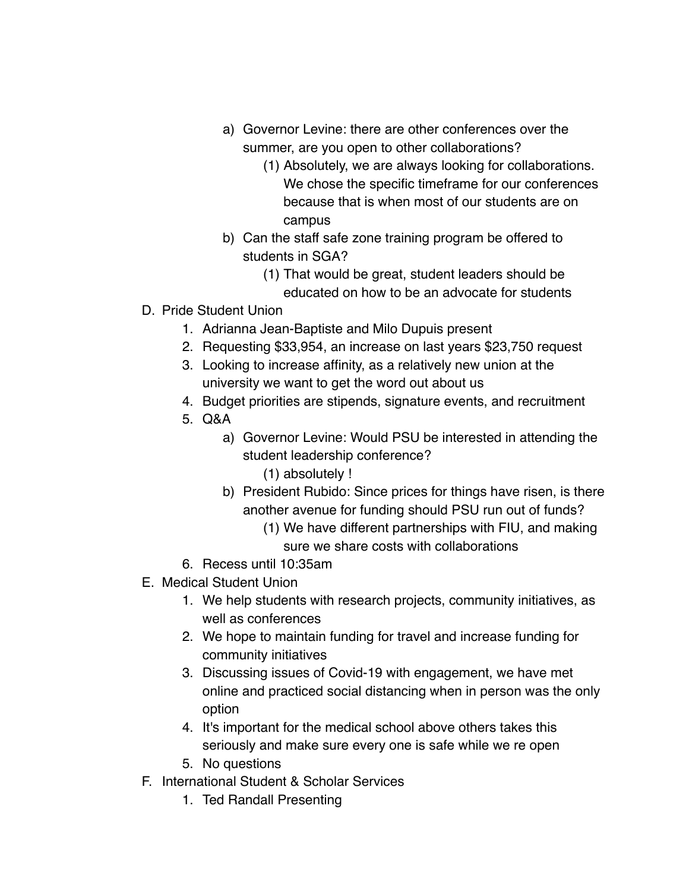a) Governor Levine: there are other conferences over the summer, are you open to other collaborations?
            (1) Absolutely, we are always looking for collaborations. We chose the specific timeframe for our conferences because that is when most of our students are on campus
        b) Can the staff safe zone training program be offered to students in SGA?
            (1) That would be great, student leaders should be educated on how to be an advocate for students

D. Pride Student Union
    1. Adrianna Jean-Baptiste and Milo Dupuis present
    2. Requesting $33,954, an increase on last years $23,750 request
    3. Looking to increase affinity, as a relatively new union at the university we want to get the word out about us
    4. Budget priorities are stipends, signature events, and recruitment
    5. Q&A
        a) Governor Levine: Would PSU be interested in attending the student leadership conference?
            (1) absolutely !
        b) President Rubido: Since prices for things have risen, is there another avenue for funding should PSU run out of funds?
            (1) We have different partnerships with FIU, and making sure we share costs with collaborations
    6. Recess until 10:35am

E. Medical Student Union
    1. We help students with research projects, community initiatives, as well as conferences
    2. We hope to maintain funding for travel and increase funding for community initiatives
    3. Discussing issues of Covid-19 with engagement, we have met online and practiced social distancing when in person was the only option
    4. It's important for the medical school above others takes this seriously and make sure every one is safe while we re open
    5. No questions

F. International Student & Scholar Services
    1. Ted Randall Presenting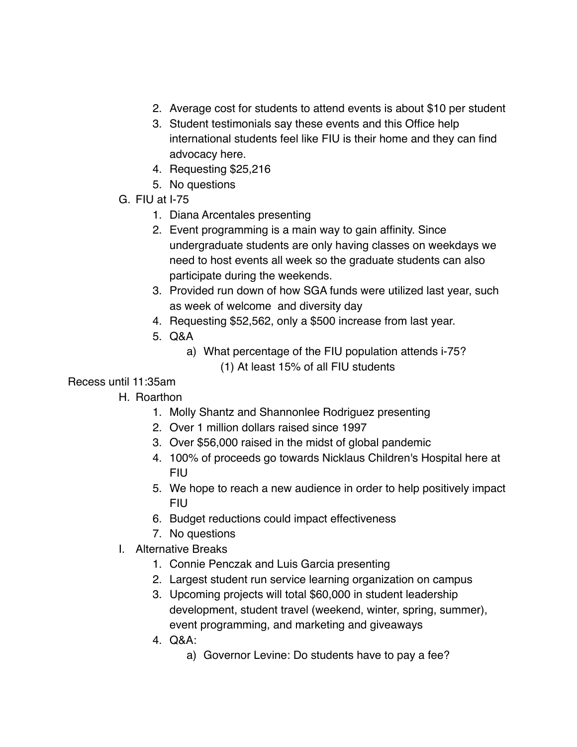2. Average cost for students to attend events is about $10 per student
3. Student testimonials say these events and this Office help international students feel like FIU is their home and they can find advocacy here.
4. Requesting $25,216
5. No questions

G. FIU at I-75
1. Diana Arcentales presenting
2. Event programming is a main way to gain affinity. Since undergraduate students are only having classes on weekdays we need to host events all week so the graduate students can also participate during the weekends.
3. Provided run down of how SGA funds were utilized last year, such as week of welcome  and diversity day
4. Requesting $52,562, only a $500 increase from last year.
5. Q&A
    a) What percentage of the FIU population attends i-75?
        (1) At least 15% of all FIU students

Recess until 11:35am

H. Roarthon
1. Molly Shantz and Shannonlee Rodriguez presenting
2. Over 1 million dollars raised since 1997
3. Over $56,000 raised in the midst of global pandemic
4. 100% of proceeds go towards Nicklaus Children's Hospital here at FIU
5. We hope to reach a new audience in order to help positively impact FIU
6. Budget reductions could impact effectiveness
7. No questions

I. Alternative Breaks
1. Connie Penczak and Luis Garcia presenting
2. Largest student run service learning organization on campus
3. Upcoming projects will total $60,000 in student leadership development, student travel (weekend, winter, spring, summer), event programming, and marketing and giveaways
4. Q&A:
    a) Governor Levine: Do students have to pay a fee?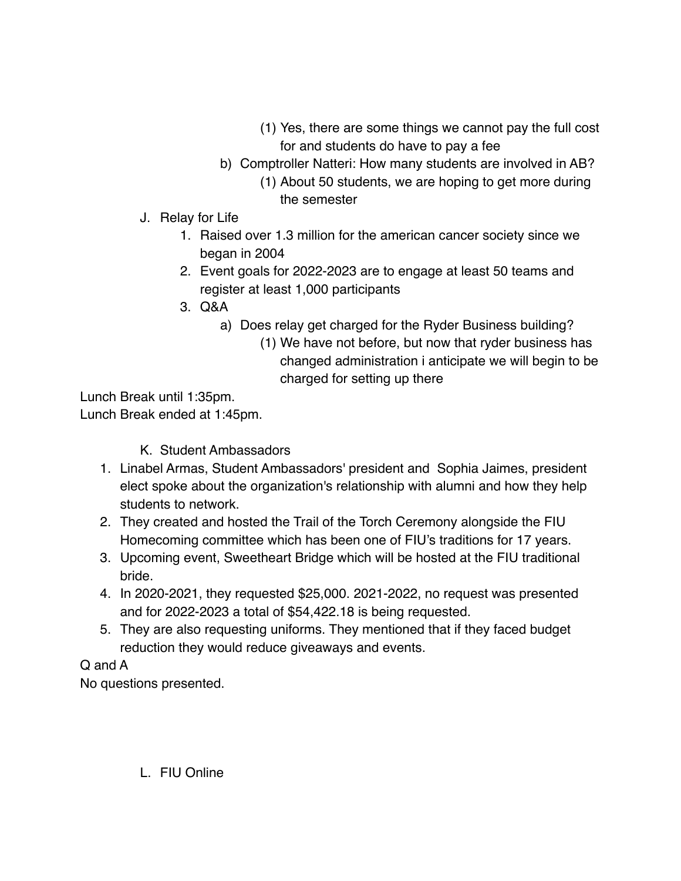(1) Yes, there are some things we cannot pay the full cost for and students do have to pay a fee

b) Comptroller Natteri: How many students are involved in AB?

(1) About 50 students, we are hoping to get more during the semester

J. Relay for Life

1. Raised over 1.3 million for the american cancer society since we began in 2004
2. Event goals for 2022-2023 are to engage at least 50 teams and register at least 1,000 participants
3. Q&A
    a) Does relay get charged for the Ryder Business building?
        (1) We have not before, but now that ryder business has changed administration i anticipate we will begin to be charged for setting up there

Lunch Break until 1:35pm.
Lunch Break ended at 1:45pm.

K. Student Ambassadors

1. Linabel Armas, Student Ambassadors' president and Sophia Jaimes, president elect spoke about the organization's relationship with alumni and how they help students to network.
2. They created and hosted the Trail of the Torch Ceremony alongside the FIU Homecoming committee which has been one of FIU's traditions for 17 years.
3. Upcoming event, Sweetheart Bridge which will be hosted at the FIU traditional bride.
4. In 2020-2021, they requested $25,000. 2021-2022, no request was presented and for 2022-2023 a total of $54,422.18 is being requested.
5. They are also requesting uniforms. They mentioned that if they faced budget reduction they would reduce giveaways and events.

Q and A
No questions presented.

L. FIU Online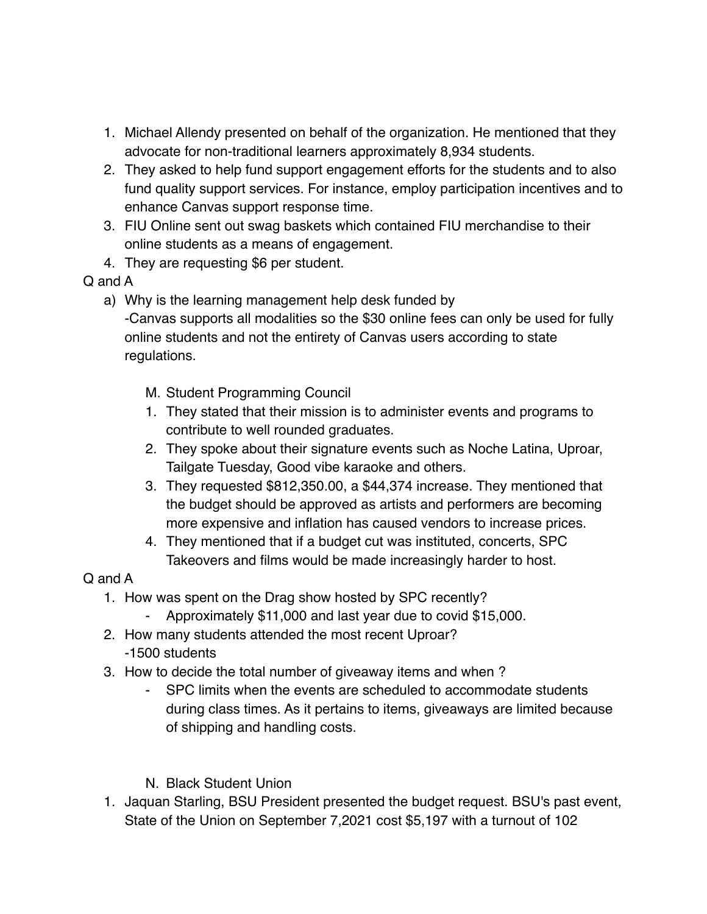1. Michael Allendy presented on behalf of the organization. He mentioned that they advocate for non-traditional learners approximately 8,934 students.
2. They asked to help fund support engagement efforts for the students and to also fund quality support services. For instance, employ participation incentives and to enhance Canvas support response time.
3. FIU Online sent out swag baskets which contained FIU merchandise to their online students as a means of engagement.
4. They are requesting $6 per student.

Q and A

a) Why is the learning management help desk funded by
   -Canvas supports all modalities so the $30 online fees can only be used for fully online students and not the entirety of Canvas users according to state regulations.

M. Student Programming Council

1. They stated that their mission is to administer events and programs to contribute to well rounded graduates.
2. They spoke about their signature events such as Noche Latina, Uproar, Tailgate Tuesday, Good vibe karaoke and others.
3. They requested $812,350.00, a $44,374 increase. They mentioned that the budget should be approved as artists and performers are becoming more expensive and inflation has caused vendors to increase prices.
4. They mentioned that if a budget cut was instituted, concerts, SPC Takeovers and films would be made increasingly harder to host.

Q and A

1. How was spent on the Drag show hosted by SPC recently?
   - Approximately $11,000 and last year due to covid $15,000.
2. How many students attended the most recent Uproar?
   -1500 students
3. How to decide the total number of giveaway items and when ?
   - SPC limits when the events are scheduled to accommodate students during class times. As it pertains to items, giveaways are limited because of shipping and handling costs.

N. Black Student Union

1. Jaquan Starling, BSU President presented the budget request. BSU's past event, State of the Union on September 7,2021 cost $5,197 with a turnout of 102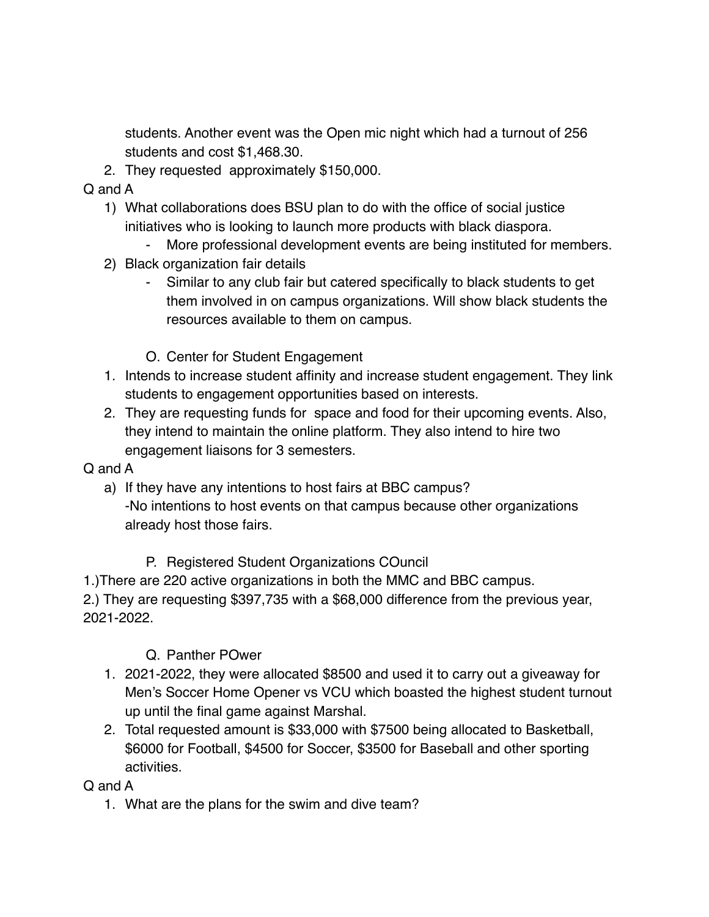students. Another event was the Open mic night which had a turnout of 256 students and cost $1,468.30.

2. They requested approximately $150,000.

Q and A

1) What collaborations does BSU plan to do with the office of social justice initiatives who is looking to launch more products with black diaspora.
   - More professional development events are being instituted for members.
2) Black organization fair details
   - Similar to any club fair but catered specifically to black students to get them involved in on campus organizations. Will show black students the resources available to them on campus.

O. Center for Student Engagement

1. Intends to increase student affinity and increase student engagement. They link students to engagement opportunities based on interests.
2. They are requesting funds for space and food for their upcoming events. Also, they intend to maintain the online platform. They also intend to hire two engagement liaisons for 3 semesters.

Q and A

a) If they have any intentions to host fairs at BBC campus?
   -No intentions to host events on that campus because other organizations already host those fairs.

P. Registered Student Organizations COuncil

1.)There are 220 active organizations in both the MMC and BBC campus.
2.) They are requesting $397,735 with a $68,000 difference from the previous year, 2021-2022.

Q. Panther POwer

1. 2021-2022, they were allocated $8500 and used it to carry out a giveaway for Men's Soccer Home Opener vs VCU which boasted the highest student turnout up until the final game against Marshal.
2. Total requested amount is $33,000 with $7500 being allocated to Basketball, $6000 for Football, $4500 for Soccer, $3500 for Baseball and other sporting activities.

Q and A

1. What are the plans for the swim and dive team?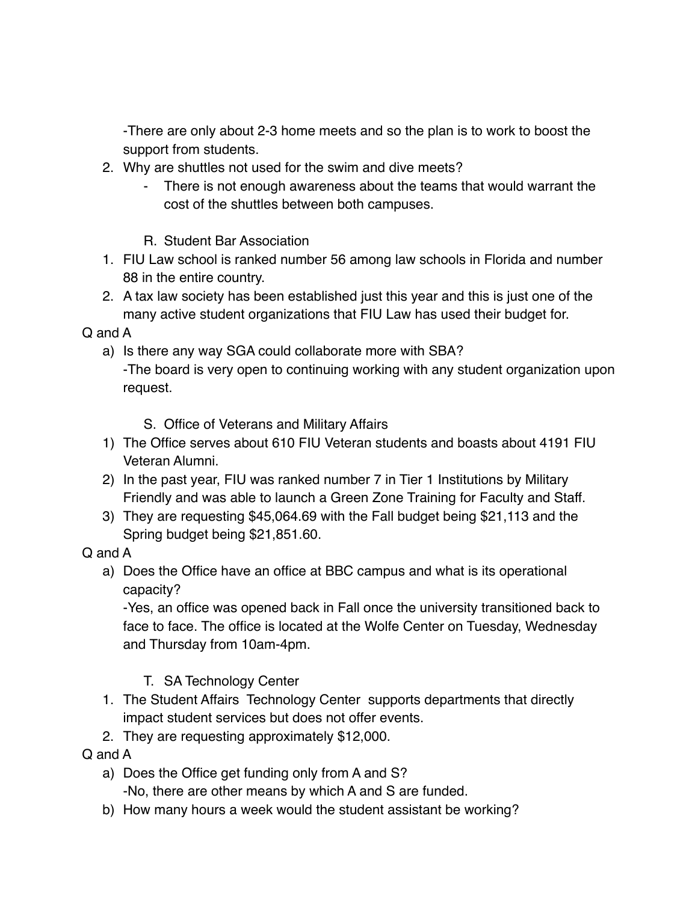-There are only about 2-3 home meets and so the plan is to work to boost the support from students.

2. Why are shuttles not used for the swim and dive meets?
   - There is not enough awareness about the teams that would warrant the cost of the shuttles between both campuses.

R. Student Bar Association

1. FIU Law school is ranked number 56 among law schools in Florida and number 88 in the entire country.
2. A tax law society has been established just this year and this is just one of the many active student organizations that FIU Law has used their budget for.

Q and A

a) Is there any way SGA could collaborate more with SBA?
   -The board is very open to continuing working with any student organization upon request.

S. Office of Veterans and Military Affairs

1) The Office serves about 610 FIU Veteran students and boasts about 4191 FIU Veteran Alumni.
2) In the past year, FIU was ranked number 7 in Tier 1 Institutions by Military Friendly and was able to launch a Green Zone Training for Faculty and Staff.
3) They are requesting $45,064.69 with the Fall budget being $21,113 and the Spring budget being $21,851.60.

Q and A

a) Does the Office have an office at BBC campus and what is its operational capacity?
   -Yes, an office was opened back in Fall once the university transitioned back to face to face. The office is located at the Wolfe Center on Tuesday, Wednesday and Thursday from 10am-4pm.

T. SA Technology Center

1. The Student Affairs Technology Center supports departments that directly impact student services but does not offer events.
2. They are requesting approximately $12,000.

Q and A

a) Does the Office get funding only from A and S?
   -No, there are other means by which A and S are funded.
b) How many hours a week would the student assistant be working?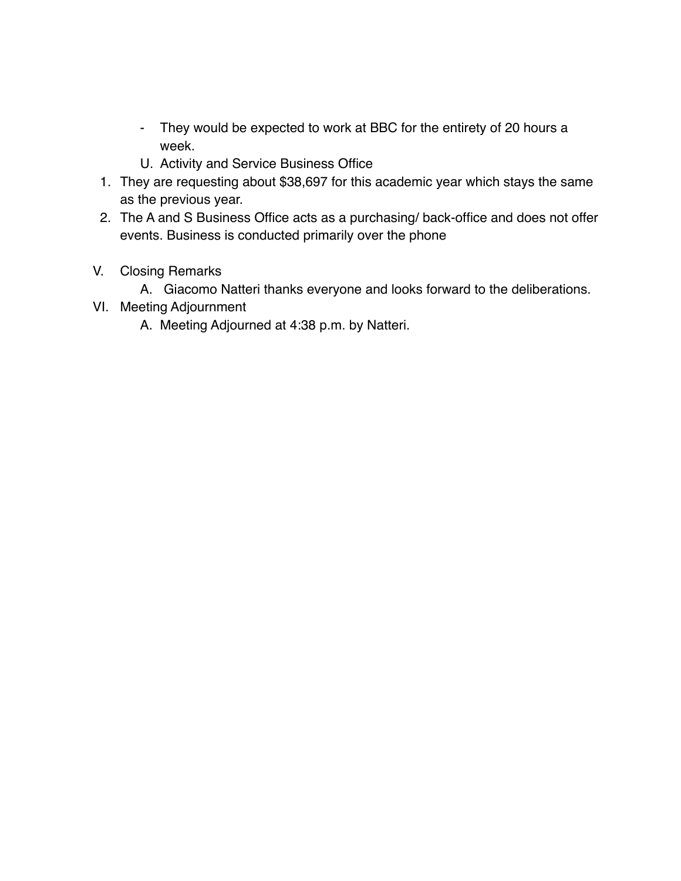- They would be expected to work at BBC for the entirety of 20 hours a week.

U. Activity and Service Business Office

1. They are requesting about $38,697 for this academic year which stays the same as the previous year.
2. The A and S Business Office acts as a purchasing/ back-office and does not offer events. Business is conducted primarily over the phone

V. Closing Remarks

   A. Giacomo Natteri thanks everyone and looks forward to the deliberations.

VI. Meeting Adjournment

   A. Meeting Adjourned at 4:38 p.m. by Natteri.